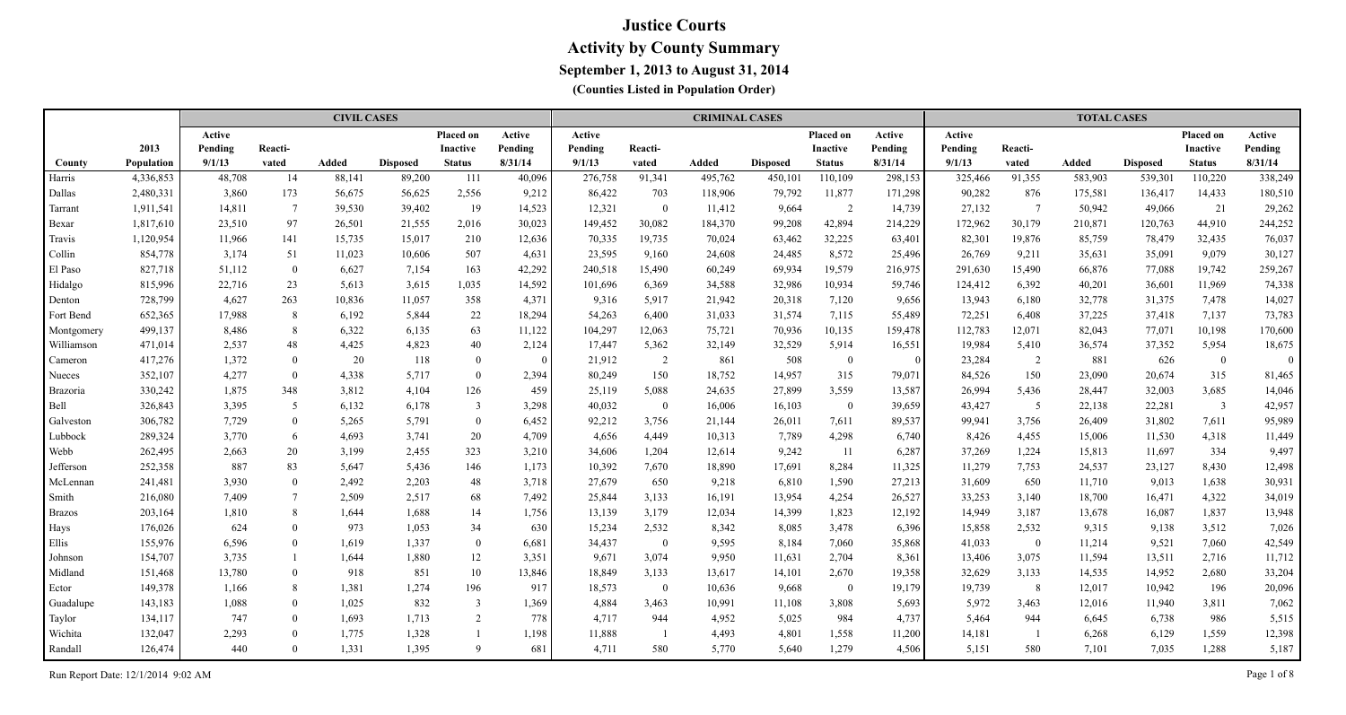# Justice Courts

## Activity by County Summary

### September 1, 2013 to August 31, 2014

#### (Counties Listed in Population Order)

| | | CIVIL CASES | | | | | | CRIMINAL CASES | | | | | | TOTAL CASES | | | | | |
|---|---|---|---|---|---|---|---|---|---|---|---|---|---|---|---|---|---|---|---|
| County | 2013 Population | Active Pending 9/1/13 | Reacti-vated | Added | Disposed | Placed on Inactive Status | Active Pending 8/31/14 | Active Pending 9/1/13 | Reacti-vated | Added | Disposed | Placed on Inactive Status | Active Pending 8/31/14 | Active Pending 9/1/13 | Reacti-vated | Added | Disposed | Placed on Inactive Status | Active Pending 8/31/14 |
| Harris | 4,336,853 | 48,708 | 14 | 88,141 | 89,200 | 111 | 40,096 | 276,758 | 91,341 | 495,762 | 450,101 | 110,109 | 298,153 | 325,466 | 91,355 | 583,903 | 539,301 | 110,220 | 338,249 |
| Dallas | 2,480,331 | 3,860 | 173 | 56,675 | 56,625 | 2,556 | 9,212 | 86,422 | 703 | 118,906 | 79,792 | 11,877 | 171,298 | 90,282 | 876 | 175,581 | 136,417 | 14,433 | 180,510 |
| Tarrant | 1,911,541 | 14,811 | 7 | 39,530 | 39,402 | 19 | 14,523 | 12,321 | 0 | 11,412 | 9,664 | 2 | 14,739 | 27,132 | 7 | 50,942 | 49,066 | 21 | 29,262 |
| Bexar | 1,817,610 | 23,510 | 97 | 26,501 | 21,555 | 2,016 | 30,023 | 149,452 | 30,082 | 184,370 | 99,208 | 42,894 | 214,229 | 172,962 | 30,179 | 210,871 | 120,763 | 44,910 | 244,252 |
| Travis | 1,120,954 | 11,966 | 141 | 15,735 | 15,017 | 210 | 12,636 | 70,335 | 19,735 | 70,024 | 63,462 | 32,225 | 63,401 | 82,301 | 19,876 | 85,759 | 78,479 | 32,435 | 76,037 |
| Collin | 854,778 | 3,174 | 51 | 11,023 | 10,606 | 507 | 4,631 | 23,595 | 9,160 | 24,608 | 24,485 | 8,572 | 25,496 | 26,769 | 9,211 | 35,631 | 35,091 | 9,079 | 30,127 |
| El Paso | 827,718 | 51,112 | 0 | 6,627 | 7,154 | 163 | 42,292 | 240,518 | 15,490 | 60,249 | 69,934 | 19,579 | 216,975 | 291,630 | 15,490 | 66,876 | 77,088 | 19,742 | 259,267 |
| Hidalgo | 815,996 | 22,716 | 23 | 5,613 | 3,615 | 1,035 | 14,592 | 101,696 | 6,369 | 34,588 | 32,986 | 10,934 | 59,746 | 124,412 | 6,392 | 40,201 | 36,601 | 11,969 | 74,338 |
| Denton | 728,799 | 4,627 | 263 | 10,836 | 11,057 | 358 | 4,371 | 9,316 | 5,917 | 21,942 | 20,318 | 7,120 | 9,656 | 13,943 | 6,180 | 32,778 | 31,375 | 7,478 | 14,027 |
| Fort Bend | 652,365 | 17,988 | 8 | 6,192 | 5,844 | 22 | 18,294 | 54,263 | 6,400 | 31,033 | 31,574 | 7,115 | 55,489 | 72,251 | 6,408 | 37,225 | 37,418 | 7,137 | 73,783 |
| Montgomery | 499,137 | 8,486 | 8 | 6,322 | 6,135 | 63 | 11,122 | 104,297 | 12,063 | 75,721 | 70,936 | 10,135 | 159,478 | 112,783 | 12,071 | 82,043 | 77,071 | 10,198 | 170,600 |
| Williamson | 471,014 | 2,537 | 48 | 4,425 | 4,823 | 40 | 2,124 | 17,447 | 5,362 | 32,149 | 32,529 | 5,914 | 16,551 | 19,984 | 5,410 | 36,574 | 37,352 | 5,954 | 18,675 |
| Cameron | 417,276 | 1,372 | 0 | 20 | 118 | 0 | 0 | 21,912 | 2 | 861 | 508 | 0 | 0 | 23,284 | 2 | 881 | 626 | 0 | 0 |
| Nueces | 352,107 | 4,277 | 0 | 4,338 | 5,717 | 0 | 2,394 | 80,249 | 150 | 18,752 | 14,957 | 315 | 79,071 | 84,526 | 150 | 23,090 | 20,674 | 315 | 81,465 |
| Brazoria | 330,242 | 1,875 | 348 | 3,812 | 4,104 | 126 | 459 | 25,119 | 5,088 | 24,635 | 27,899 | 3,559 | 13,587 | 26,994 | 5,436 | 28,447 | 32,003 | 3,685 | 14,046 |
| Bell | 326,843 | 3,395 | 5 | 6,132 | 6,178 | 3 | 3,298 | 40,032 | 0 | 16,006 | 16,103 | 0 | 39,659 | 43,427 | 5 | 22,138 | 22,281 | 3 | 42,957 |
| Galveston | 306,782 | 7,729 | 0 | 5,265 | 5,791 | 0 | 6,452 | 92,212 | 3,756 | 21,144 | 26,011 | 7,611 | 89,537 | 99,941 | 3,756 | 26,409 | 31,802 | 7,611 | 95,989 |
| Lubbock | 289,324 | 3,770 | 6 | 4,693 | 3,741 | 20 | 4,709 | 4,656 | 4,449 | 10,313 | 7,789 | 4,298 | 6,740 | 8,426 | 4,455 | 15,006 | 11,530 | 4,318 | 11,449 |
| Webb | 262,495 | 2,663 | 20 | 3,199 | 2,455 | 323 | 3,210 | 34,606 | 1,204 | 12,614 | 9,242 | 11 | 6,287 | 37,269 | 1,224 | 15,813 | 11,697 | 334 | 9,497 |
| Jefferson | 252,358 | 887 | 83 | 5,647 | 5,436 | 146 | 1,173 | 10,392 | 7,670 | 18,890 | 17,691 | 8,284 | 11,325 | 11,279 | 7,753 | 24,537 | 23,127 | 8,430 | 12,498 |
| McLennan | 241,481 | 3,930 | 0 | 2,492 | 2,203 | 48 | 3,718 | 27,679 | 650 | 9,218 | 6,810 | 1,590 | 27,213 | 31,609 | 650 | 11,710 | 9,013 | 1,638 | 30,931 |
| Smith | 216,080 | 7,409 | 7 | 2,509 | 2,517 | 68 | 7,492 | 25,844 | 3,133 | 16,191 | 13,954 | 4,254 | 26,527 | 33,253 | 3,140 | 18,700 | 16,471 | 4,322 | 34,019 |
| Brazos | 203,164 | 1,810 | 8 | 1,644 | 1,688 | 14 | 1,756 | 13,139 | 3,179 | 12,034 | 14,399 | 1,823 | 12,192 | 14,949 | 3,187 | 13,678 | 16,087 | 1,837 | 13,948 |
| Hays | 176,026 | 624 | 0 | 973 | 1,053 | 34 | 630 | 15,234 | 2,532 | 8,342 | 8,085 | 3,478 | 6,396 | 15,858 | 2,532 | 9,315 | 9,138 | 3,512 | 7,026 |
| Ellis | 155,976 | 6,596 | 0 | 1,619 | 1,337 | 0 | 6,681 | 34,437 | 0 | 9,595 | 8,184 | 7,060 | 35,868 | 41,033 | 0 | 11,214 | 9,521 | 7,060 | 42,549 |
| Johnson | 154,707 | 3,735 | 1 | 1,644 | 1,880 | 12 | 3,351 | 9,671 | 3,074 | 9,950 | 11,631 | 2,704 | 8,361 | 13,406 | 3,075 | 11,594 | 13,511 | 2,716 | 11,712 |
| Midland | 151,468 | 13,780 | 0 | 918 | 851 | 10 | 13,846 | 18,849 | 3,133 | 13,617 | 14,101 | 2,670 | 19,358 | 32,629 | 3,133 | 14,535 | 14,952 | 2,680 | 33,204 |
| Ector | 149,378 | 1,166 | 8 | 1,381 | 1,274 | 196 | 917 | 18,573 | 0 | 10,636 | 9,668 | 0 | 19,179 | 19,739 | 8 | 12,017 | 10,942 | 196 | 20,096 |
| Guadalupe | 143,183 | 1,088 | 0 | 1,025 | 832 | 3 | 1,369 | 4,884 | 3,463 | 10,991 | 11,108 | 3,808 | 5,693 | 5,972 | 3,463 | 12,016 | 11,940 | 3,811 | 7,062 |
| Taylor | 134,117 | 747 | 0 | 1,693 | 1,713 | 2 | 778 | 4,717 | 944 | 4,952 | 5,025 | 984 | 4,737 | 5,464 | 944 | 6,645 | 6,738 | 986 | 5,515 |
| Wichita | 132,047 | 2,293 | 0 | 1,775 | 1,328 | 1 | 1,198 | 11,888 | 1 | 4,493 | 4,801 | 1,558 | 11,200 | 14,181 | 1 | 6,268 | 6,129 | 1,559 | 12,398 |
| Randall | 126,474 | 440 | 0 | 1,331 | 1,395 | 9 | 681 | 4,711 | 580 | 5,770 | 5,640 | 1,279 | 4,506 | 5,151 | 580 | 7,101 | 7,035 | 1,288 | 5,187 |

Run Report Date: 12/1/2014 9:02 AM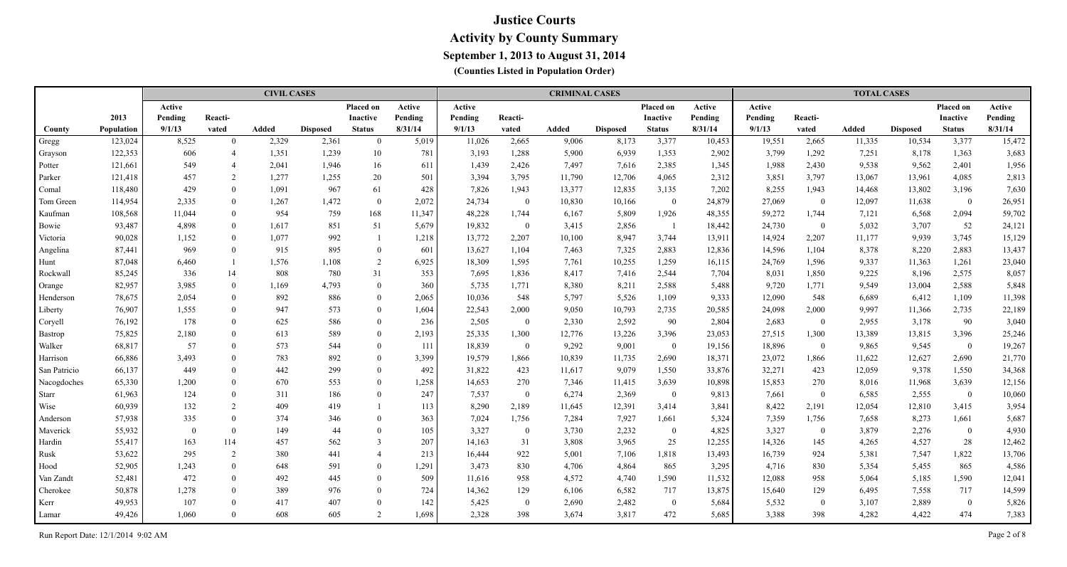# Justice Courts

## Activity by County Summary

### September 1, 2013 to August 31, 2014

**(Counties Listed in Population Order)**

| | | CIVIL CASES | | | | | | CRIMINAL CASES | | | | | | TOTAL CASES | | | | | |
|---|---|---|---|---|---|---|---|---|---|---|---|---|---|---|---|---|---|---|---|
| County | 2013 Population | Active Pending 9/1/13 | Reacti-vated | Added | Disposed | Placed on Inactive Status | Active Pending 8/31/14 | Active Pending 9/1/13 | Reacti-vated | Added | Disposed | Placed on Inactive Status | Active Pending 8/31/14 | Active Pending 9/1/13 | Reacti-vated | Added | Disposed | Placed on Inactive Status | Active Pending 8/31/14 |
| Gregg | 123,024 | 8,525 | 0 | 2,329 | 2,361 | 0 | 5,019 | 11,026 | 2,665 | 9,006 | 8,173 | 3,377 | 10,453 | 19,551 | 2,665 | 11,335 | 10,534 | 3,377 | 15,472 |
| Grayson | 122,353 | 606 | 4 | 1,351 | 1,239 | 10 | 781 | 3,193 | 1,288 | 5,900 | 6,939 | 1,353 | 2,902 | 3,799 | 1,292 | 7,251 | 8,178 | 1,363 | 3,683 |
| Potter | 121,661 | 549 | 4 | 2,041 | 1,946 | 16 | 611 | 1,439 | 2,426 | 7,497 | 7,616 | 2,385 | 1,345 | 1,988 | 2,430 | 9,538 | 9,562 | 2,401 | 1,956 |
| Parker | 121,418 | 457 | 2 | 1,277 | 1,255 | 20 | 501 | 3,394 | 3,795 | 11,790 | 12,706 | 4,065 | 2,312 | 3,851 | 3,797 | 13,067 | 13,961 | 4,085 | 2,813 |
| Comal | 118,480 | 429 | 0 | 1,091 | 967 | 61 | 428 | 7,826 | 1,943 | 13,377 | 12,835 | 3,135 | 7,202 | 8,255 | 1,943 | 14,468 | 13,802 | 3,196 | 7,630 |
| Tom Green | 114,954 | 2,335 | 0 | 1,267 | 1,472 | 0 | 2,072 | 24,734 | 0 | 10,830 | 10,166 | 0 | 24,879 | 27,069 | 0 | 12,097 | 11,638 | 0 | 26,951 |
| Kaufman | 108,568 | 11,044 | 0 | 954 | 759 | 168 | 11,347 | 48,228 | 1,744 | 6,167 | 5,809 | 1,926 | 48,355 | 59,272 | 1,744 | 7,121 | 6,568 | 2,094 | 59,702 |
| Bowie | 93,487 | 4,898 | 0 | 1,617 | 851 | 51 | 5,679 | 19,832 | 0 | 3,415 | 2,856 | 1 | 18,442 | 24,730 | 0 | 5,032 | 3,707 | 52 | 24,121 |
| Victoria | 90,028 | 1,152 | 0 | 1,077 | 992 | 1 | 1,218 | 13,772 | 2,207 | 10,100 | 8,947 | 3,744 | 13,911 | 14,924 | 2,207 | 11,177 | 9,939 | 3,745 | 15,129 |
| Angelina | 87,441 | 969 | 0 | 915 | 895 | 0 | 601 | 13,627 | 1,104 | 7,463 | 7,325 | 2,883 | 12,836 | 14,596 | 1,104 | 8,378 | 8,220 | 2,883 | 13,437 |
| Hunt | 87,048 | 6,460 | 1 | 1,576 | 1,108 | 2 | 6,925 | 18,309 | 1,595 | 7,761 | 10,255 | 1,259 | 16,115 | 24,769 | 1,596 | 9,337 | 11,363 | 1,261 | 23,040 |
| Rockwall | 85,245 | 336 | 14 | 808 | 780 | 31 | 353 | 7,695 | 1,836 | 8,417 | 7,416 | 2,544 | 7,704 | 8,031 | 1,850 | 9,225 | 8,196 | 2,575 | 8,057 |
| Orange | 82,957 | 3,985 | 0 | 1,169 | 4,793 | 0 | 360 | 5,735 | 1,771 | 8,380 | 8,211 | 2,588 | 5,488 | 9,720 | 1,771 | 9,549 | 13,004 | 2,588 | 5,848 |
| Henderson | 78,675 | 2,054 | 0 | 892 | 886 | 0 | 2,065 | 10,036 | 548 | 5,797 | 5,526 | 1,109 | 9,333 | 12,090 | 548 | 6,689 | 6,412 | 1,109 | 11,398 |
| Liberty | 76,907 | 1,555 | 0 | 947 | 573 | 0 | 1,604 | 22,543 | 2,000 | 9,050 | 10,793 | 2,735 | 20,585 | 24,098 | 2,000 | 9,997 | 11,366 | 2,735 | 22,189 |
| Coryell | 76,192 | 178 | 0 | 625 | 586 | 0 | 236 | 2,505 | 0 | 2,330 | 2,592 | 90 | 2,804 | 2,683 | 0 | 2,955 | 3,178 | 90 | 3,040 |
| Bastrop | 75,825 | 2,180 | 0 | 613 | 589 | 0 | 2,193 | 25,335 | 1,300 | 12,776 | 13,226 | 3,396 | 23,053 | 27,515 | 1,300 | 13,389 | 13,815 | 3,396 | 25,246 |
| Walker | 68,817 | 57 | 0 | 573 | 544 | 0 | 111 | 18,839 | 0 | 9,292 | 9,001 | 0 | 19,156 | 18,896 | 0 | 9,865 | 9,545 | 0 | 19,267 |
| Harrison | 66,886 | 3,493 | 0 | 783 | 892 | 0 | 3,399 | 19,579 | 1,866 | 10,839 | 11,735 | 2,690 | 18,371 | 23,072 | 1,866 | 11,622 | 12,627 | 2,690 | 21,770 |
| San Patricio | 66,137 | 449 | 0 | 442 | 299 | 0 | 492 | 31,822 | 423 | 11,617 | 9,079 | 1,550 | 33,876 | 32,271 | 423 | 12,059 | 9,378 | 1,550 | 34,368 |
| Nacogdoches | 65,330 | 1,200 | 0 | 670 | 553 | 0 | 1,258 | 14,653 | 270 | 7,346 | 11,415 | 3,639 | 10,898 | 15,853 | 270 | 8,016 | 11,968 | 3,639 | 12,156 |
| Starr | 61,963 | 124 | 0 | 311 | 186 | 0 | 247 | 7,537 | 0 | 6,274 | 2,369 | 0 | 9,813 | 7,661 | 0 | 6,585 | 2,555 | 0 | 10,060 |
| Wise | 60,939 | 132 | 2 | 409 | 419 | 1 | 113 | 8,290 | 2,189 | 11,645 | 12,391 | 3,414 | 3,841 | 8,422 | 2,191 | 12,054 | 12,810 | 3,415 | 3,954 |
| Anderson | 57,938 | 335 | 0 | 374 | 346 | 0 | 363 | 7,024 | 1,756 | 7,284 | 7,927 | 1,661 | 5,324 | 7,359 | 1,756 | 7,658 | 8,273 | 1,661 | 5,687 |
| Maverick | 55,932 | 0 | 0 | 149 | 44 | 0 | 105 | 3,327 | 0 | 3,730 | 2,232 | 0 | 4,825 | 3,327 | 0 | 3,879 | 2,276 | 0 | 4,930 |
| Hardin | 55,417 | 163 | 114 | 457 | 562 | 3 | 207 | 14,163 | 31 | 3,808 | 3,965 | 25 | 12,255 | 14,326 | 145 | 4,265 | 4,527 | 28 | 12,462 |
| Rusk | 53,622 | 295 | 2 | 380 | 441 | 4 | 213 | 16,444 | 922 | 5,001 | 7,106 | 1,818 | 13,493 | 16,739 | 924 | 5,381 | 7,547 | 1,822 | 13,706 |
| Hood | 52,905 | 1,243 | 0 | 648 | 591 | 0 | 1,291 | 3,473 | 830 | 4,706 | 4,864 | 865 | 3,295 | 4,716 | 830 | 5,354 | 5,455 | 865 | 4,586 |
| Van Zandt | 52,481 | 472 | 0 | 492 | 445 | 0 | 509 | 11,616 | 958 | 4,572 | 4,740 | 1,590 | 11,532 | 12,088 | 958 | 5,064 | 5,185 | 1,590 | 12,041 |
| Cherokee | 50,878 | 1,278 | 0 | 389 | 976 | 0 | 724 | 14,362 | 129 | 6,106 | 6,582 | 717 | 13,875 | 15,640 | 129 | 6,495 | 7,558 | 717 | 14,599 |
| Kerr | 49,953 | 107 | 0 | 417 | 407 | 0 | 142 | 5,425 | 0 | 2,690 | 2,482 | 0 | 5,684 | 5,532 | 0 | 3,107 | 2,889 | 0 | 5,826 |
| Lamar | 49,426 | 1,060 | 0 | 608 | 605 | 2 | 1,698 | 2,328 | 398 | 3,674 | 3,817 | 472 | 5,685 | 3,388 | 398 | 4,282 | 4,422 | 474 | 7,383 |

Run Report Date: 12/1/2014 9:02 AM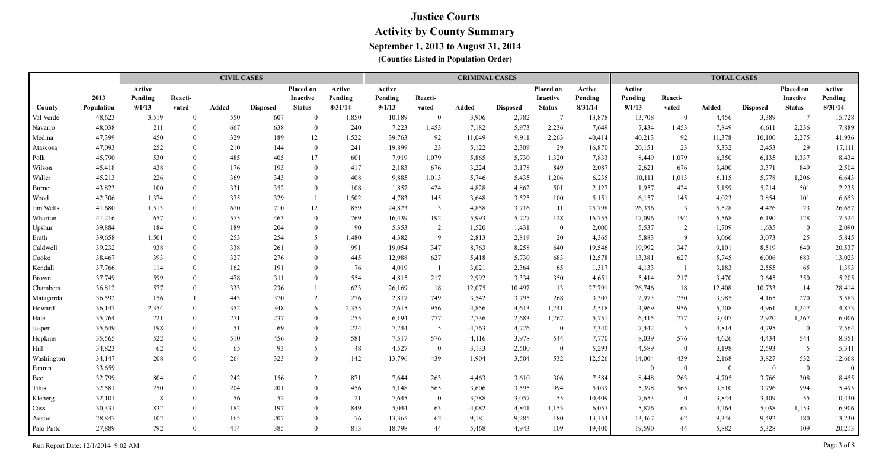# Justice Courts

## Activity by County Summary

### September 1, 2013 to August 31, 2014

#### (Counties Listed in Population Order)

| | | CIVIL CASES | | | | | | CRIMINAL CASES | | | | | | TOTAL CASES | | | | | |
|---|---|---|---|---|---|---|---|---|---|---|---|---|---|---|---|---|---|---|---|
| County | 2013 Population | Active Pending 9/1/13 | Reacti-vated | Added | Disposed | Placed on Inactive Status | Active Pending 8/31/14 | Active Pending 9/1/13 | Reacti-vated | Added | Disposed | Placed on Inactive Status | Active Pending 8/31/14 | Active Pending 9/1/13 | Reacti-vated | Added | Disposed | Placed on Inactive Status | Active Pending 8/31/14 |
| Val Verde | 48,623 | 3,519 | 0 | 550 | 607 | 0 | 1,850 | 10,189 | 0 | 3,906 | 2,782 | 7 | 13,878 | 13,708 | 0 | 4,456 | 3,389 | 7 | 15,728 |
| Navarro | 48,038 | 211 | 0 | 667 | 638 | 0 | 240 | 7,223 | 1,453 | 7,182 | 5,973 | 2,236 | 7,649 | 7,434 | 1,453 | 7,849 | 6,611 | 2,236 | 7,889 |
| Medina | 47,399 | 450 | 0 | 329 | 189 | 12 | 1,522 | 39,763 | 92 | 11,049 | 9,911 | 2,263 | 40,414 | 40,213 | 92 | 11,378 | 10,100 | 2,275 | 41,936 |
| Atascosa | 47,093 | 252 | 0 | 210 | 144 | 0 | 241 | 19,899 | 23 | 5,122 | 2,309 | 29 | 16,870 | 20,151 | 23 | 5,332 | 2,453 | 29 | 17,111 |
| Polk | 45,790 | 530 | 0 | 485 | 405 | 17 | 601 | 7,919 | 1,079 | 5,865 | 5,730 | 1,320 | 7,833 | 8,449 | 1,079 | 6,350 | 6,135 | 1,337 | 8,434 |
| Wilson | 45,418 | 438 | 0 | 176 | 193 | 0 | 417 | 2,183 | 676 | 3,224 | 3,178 | 849 | 2,087 | 2,621 | 676 | 3,400 | 3,371 | 849 | 2,504 |
| Waller | 45,213 | 226 | 0 | 369 | 343 | 0 | 408 | 9,885 | 1,013 | 5,746 | 5,435 | 1,206 | 6,235 | 10,111 | 1,013 | 6,115 | 5,778 | 1,206 | 6,643 |
| Burnet | 43,823 | 100 | 0 | 331 | 352 | 0 | 108 | 1,857 | 424 | 4,828 | 4,862 | 501 | 2,127 | 1,957 | 424 | 5,159 | 5,214 | 501 | 2,235 |
| Wood | 42,306 | 1,374 | 0 | 375 | 329 | 1 | 1,502 | 4,783 | 145 | 3,648 | 3,525 | 100 | 5,151 | 6,157 | 145 | 4,023 | 3,854 | 101 | 6,653 |
| Jim Wells | 41,680 | 1,513 | 0 | 670 | 710 | 12 | 859 | 24,823 | 3 | 4,858 | 3,716 | 11 | 25,798 | 26,336 | 3 | 5,528 | 4,426 | 23 | 26,657 |
| Wharton | 41,216 | 657 | 0 | 575 | 463 | 0 | 769 | 16,439 | 192 | 5,993 | 5,727 | 128 | 16,755 | 17,096 | 192 | 6,568 | 6,190 | 128 | 17,524 |
| Upshur | 39,884 | 184 | 0 | 189 | 204 | 0 | 90 | 5,353 | 2 | 1,520 | 1,431 | 0 | 2,000 | 5,537 | 2 | 1,709 | 1,635 | 0 | 2,090 |
| Erath | 39,658 | 1,501 | 0 | 253 | 254 | 5 | 1,480 | 4,382 | 9 | 2,813 | 2,819 | 20 | 4,365 | 5,883 | 9 | 3,066 | 3,073 | 25 | 5,845 |
| Caldwell | 39,232 | 938 | 0 | 338 | 261 | 0 | 991 | 19,054 | 347 | 8,763 | 8,258 | 640 | 19,546 | 19,992 | 347 | 9,101 | 8,519 | 640 | 20,537 |
| Cooke | 38,467 | 393 | 0 | 327 | 276 | 0 | 445 | 12,988 | 627 | 5,418 | 5,730 | 683 | 12,578 | 13,381 | 627 | 5,745 | 6,006 | 683 | 13,023 |
| Kendall | 37,766 | 114 | 0 | 162 | 191 | 0 | 76 | 4,019 | 1 | 3,021 | 2,364 | 65 | 1,317 | 4,133 | 1 | 3,183 | 2,555 | 65 | 1,393 |
| Brown | 37,749 | 599 | 0 | 478 | 311 | 0 | 554 | 4,815 | 217 | 2,992 | 3,334 | 350 | 4,651 | 5,414 | 217 | 3,470 | 3,645 | 350 | 5,205 |
| Chambers | 36,812 | 577 | 0 | 333 | 236 | 1 | 623 | 26,169 | 18 | 12,075 | 10,497 | 13 | 27,791 | 26,746 | 18 | 12,408 | 10,733 | 14 | 28,414 |
| Matagorda | 36,592 | 156 | 1 | 443 | 370 | 2 | 276 | 2,817 | 749 | 3,542 | 3,795 | 268 | 3,307 | 2,973 | 750 | 3,985 | 4,165 | 270 | 3,583 |
| Howard | 36,147 | 2,354 | 0 | 352 | 348 | 6 | 2,355 | 2,615 | 956 | 4,856 | 4,613 | 1,241 | 2,518 | 4,969 | 956 | 5,208 | 4,961 | 1,247 | 4,873 |
| Hale | 35,764 | 221 | 0 | 271 | 237 | 0 | 255 | 6,194 | 777 | 2,736 | 2,683 | 1,267 | 5,751 | 6,415 | 777 | 3,007 | 2,920 | 1,267 | 6,006 |
| Jasper | 35,649 | 198 | 0 | 51 | 69 | 0 | 224 | 7,244 | 5 | 4,763 | 4,726 | 0 | 7,340 | 7,442 | 5 | 4,814 | 4,795 | 0 | 7,564 |
| Hopkins | 35,565 | 522 | 0 | 510 | 456 | 0 | 581 | 7,517 | 576 | 4,116 | 3,978 | 544 | 7,770 | 8,039 | 576 | 4,626 | 4,434 | 544 | 8,351 |
| Hill | 34,823 | 62 | 0 | 65 | 93 | 5 | 48 | 4,527 | 0 | 3,133 | 2,500 | 0 | 5,293 | 4,589 | 0 | 3,198 | 2,593 | 5 | 5,341 |
| Washington | 34,147 | 208 | 0 | 264 | 323 | 0 | 142 | 13,796 | 439 | 1,904 | 3,504 | 532 | 12,526 | 14,004 | 439 | 2,168 | 3,827 | 532 | 12,668 |
| Fannin | 33,659 | | | | | | | | | | | | | 0 | 0 | 0 | 0 | 0 | 0 |
| Bee | 32,799 | 804 | 0 | 242 | 156 | 2 | 871 | 7,644 | 263 | 4,463 | 3,610 | 306 | 7,584 | 8,448 | 263 | 4,705 | 3,766 | 308 | 8,455 |
| Titus | 32,581 | 250 | 0 | 204 | 201 | 0 | 456 | 5,148 | 565 | 3,606 | 3,595 | 994 | 5,039 | 5,398 | 565 | 3,810 | 3,796 | 994 | 5,495 |
| Kleberg | 32,101 | 8 | 0 | 56 | 52 | 0 | 21 | 7,645 | 0 | 3,788 | 3,057 | 55 | 10,409 | 7,653 | 0 | 3,844 | 3,109 | 55 | 10,430 |
| Cass | 30,331 | 832 | 0 | 182 | 197 | 0 | 849 | 5,044 | 63 | 4,082 | 4,841 | 1,153 | 6,057 | 5,876 | 63 | 4,264 | 5,038 | 1,153 | 6,906 |
| Austin | 28,847 | 102 | 0 | 165 | 207 | 0 | 76 | 13,365 | 62 | 9,181 | 9,285 | 180 | 13,154 | 13,467 | 62 | 9,346 | 9,492 | 180 | 13,230 |
| Palo Pinto | 27,889 | 792 | 0 | 414 | 385 | 0 | 813 | 18,798 | 44 | 5,468 | 4,943 | 109 | 19,400 | 19,590 | 44 | 5,882 | 5,328 | 109 | 20,213 |

Run Report Date: 12/1/2014 9:02 AM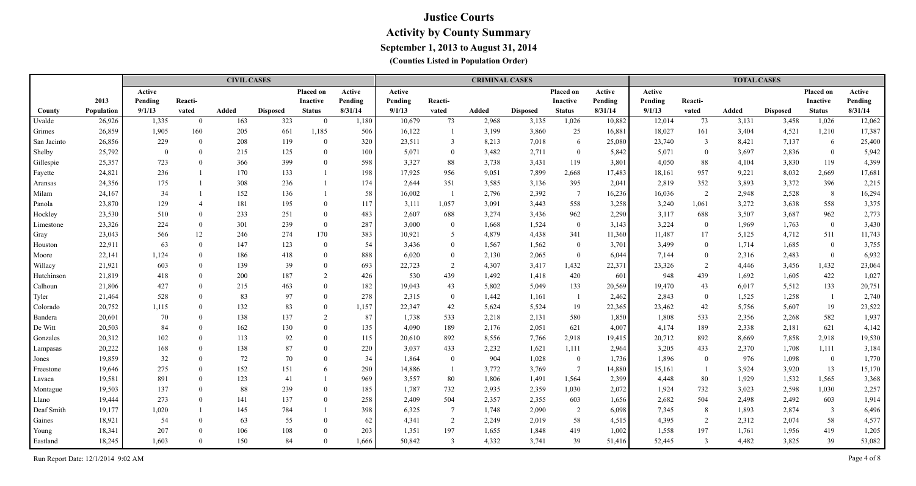# Justice Courts

## Activity by County Summary

### September 1, 2013 to August 31, 2014

**(Counties Listed in Population Order)**

| | | CIVIL CASES | | | | | | CRIMINAL CASES | | | | | | TOTAL CASES | | | | | |
|---|---|---|---|---|---|---|---|---|---|---|---|---|---|---|---|---|---|---|---|
| County | 2013 Population | Active Pending 9/1/13 | Reacti-vated | Added | Disposed | Placed on Inactive Status | Active Pending 8/31/14 | Active Pending 9/1/13 | Reacti-vated | Added | Disposed | Placed on Inactive Status | Active Pending 8/31/14 | Active Pending 9/1/13 | Reacti-vated | Added | Disposed | Placed on Inactive Status | Active Pending 8/31/14 |
| Uvalde | 26,926 | 1,335 | 0 | 163 | 323 | 0 | 1,180 | 10,679 | 73 | 2,968 | 3,135 | 1,026 | 10,882 | 12,014 | 73 | 3,131 | 3,458 | 1,026 | 12,062 |
| Grimes | 26,859 | 1,905 | 160 | 205 | 661 | 1,185 | 506 | 16,122 | 1 | 3,199 | 3,860 | 25 | 16,881 | 18,027 | 161 | 3,404 | 4,521 | 1,210 | 17,387 |
| San Jacinto | 26,856 | 229 | 0 | 208 | 119 | 0 | 320 | 23,511 | 3 | 8,213 | 7,018 | 6 | 25,080 | 23,740 | 3 | 8,421 | 7,137 | 6 | 25,400 |
| Shelby | 25,792 | 0 | 0 | 215 | 125 | 0 | 100 | 5,071 | 0 | 3,482 | 2,711 | 0 | 5,842 | 5,071 | 0 | 3,697 | 2,836 | 0 | 5,942 |
| Gillespie | 25,357 | 723 | 0 | 366 | 399 | 0 | 598 | 3,327 | 88 | 3,738 | 3,431 | 119 | 3,801 | 4,050 | 88 | 4,104 | 3,830 | 119 | 4,399 |
| Fayette | 24,821 | 236 | 1 | 170 | 133 | 1 | 198 | 17,925 | 956 | 9,051 | 7,899 | 2,668 | 17,483 | 18,161 | 957 | 9,221 | 8,032 | 2,669 | 17,681 |
| Aransas | 24,356 | 175 | 1 | 308 | 236 | 1 | 174 | 2,644 | 351 | 3,585 | 3,136 | 395 | 2,041 | 2,819 | 352 | 3,893 | 3,372 | 396 | 2,215 |
| Milam | 24,167 | 34 | 1 | 152 | 136 | 1 | 58 | 16,002 | 1 | 2,796 | 2,392 | 7 | 16,236 | 16,036 | 2 | 2,948 | 2,528 | 8 | 16,294 |
| Panola | 23,870 | 129 | 4 | 181 | 195 | 0 | 117 | 3,111 | 1,057 | 3,091 | 3,443 | 558 | 3,258 | 3,240 | 1,061 | 3,272 | 3,638 | 558 | 3,375 |
| Hockley | 23,530 | 510 | 0 | 233 | 251 | 0 | 483 | 2,607 | 688 | 3,274 | 3,436 | 962 | 2,290 | 3,117 | 688 | 3,507 | 3,687 | 962 | 2,773 |
| Limestone | 23,326 | 224 | 0 | 301 | 239 | 0 | 287 | 3,000 | 0 | 1,668 | 1,524 | 0 | 3,143 | 3,224 | 0 | 1,969 | 1,763 | 0 | 3,430 |
| Gray | 23,043 | 566 | 12 | 246 | 274 | 170 | 383 | 10,921 | 5 | 4,879 | 4,438 | 341 | 11,360 | 11,487 | 17 | 5,125 | 4,712 | 511 | 11,743 |
| Houston | 22,911 | 63 | 0 | 147 | 123 | 0 | 54 | 3,436 | 0 | 1,567 | 1,562 | 0 | 3,701 | 3,499 | 0 | 1,714 | 1,685 | 0 | 3,755 |
| Moore | 22,141 | 1,124 | 0 | 186 | 418 | 0 | 888 | 6,020 | 0 | 2,130 | 2,065 | 0 | 6,044 | 7,144 | 0 | 2,316 | 2,483 | 0 | 6,932 |
| Willacy | 21,921 | 603 | 0 | 139 | 39 | 0 | 693 | 22,723 | 2 | 4,307 | 3,417 | 1,432 | 22,371 | 23,326 | 2 | 4,446 | 3,456 | 1,432 | 23,064 |
| Hutchinson | 21,819 | 418 | 0 | 200 | 187 | 2 | 426 | 530 | 439 | 1,492 | 1,418 | 420 | 601 | 948 | 439 | 1,692 | 1,605 | 422 | 1,027 |
| Calhoun | 21,806 | 427 | 0 | 215 | 463 | 0 | 182 | 19,043 | 43 | 5,802 | 5,049 | 133 | 20,569 | 19,470 | 43 | 6,017 | 5,512 | 133 | 20,751 |
| Tyler | 21,464 | 528 | 0 | 83 | 97 | 0 | 278 | 2,315 | 0 | 1,442 | 1,161 | 1 | 2,462 | 2,843 | 0 | 1,525 | 1,258 | 1 | 2,740 |
| Colorado | 20,752 | 1,115 | 0 | 132 | 83 | 0 | 1,157 | 22,347 | 42 | 5,624 | 5,524 | 19 | 22,365 | 23,462 | 42 | 5,756 | 5,607 | 19 | 23,522 |
| Bandera | 20,601 | 70 | 0 | 138 | 137 | 2 | 87 | 1,738 | 533 | 2,218 | 2,131 | 580 | 1,850 | 1,808 | 533 | 2,356 | 2,268 | 582 | 1,937 |
| De Witt | 20,503 | 84 | 0 | 162 | 130 | 0 | 135 | 4,090 | 189 | 2,176 | 2,051 | 621 | 4,007 | 4,174 | 189 | 2,338 | 2,181 | 621 | 4,142 |
| Gonzales | 20,312 | 102 | 0 | 113 | 92 | 0 | 115 | 20,610 | 892 | 8,556 | 7,766 | 2,918 | 19,415 | 20,712 | 892 | 8,669 | 7,858 | 2,918 | 19,530 |
| Lampasas | 20,222 | 168 | 0 | 138 | 87 | 0 | 220 | 3,037 | 433 | 2,232 | 1,621 | 1,111 | 2,964 | 3,205 | 433 | 2,370 | 1,708 | 1,111 | 3,184 |
| Jones | 19,859 | 32 | 0 | 72 | 70 | 0 | 34 | 1,864 | 0 | 904 | 1,028 | 0 | 1,736 | 1,896 | 0 | 976 | 1,098 | 0 | 1,770 |
| Freestone | 19,646 | 275 | 0 | 152 | 151 | 6 | 290 | 14,886 | 1 | 3,772 | 3,769 | 7 | 14,880 | 15,161 | 1 | 3,924 | 3,920 | 13 | 15,170 |
| Lavaca | 19,581 | 891 | 0 | 123 | 41 | 1 | 969 | 3,557 | 80 | 1,806 | 1,491 | 1,564 | 2,399 | 4,448 | 80 | 1,929 | 1,532 | 1,565 | 3,368 |
| Montague | 19,503 | 137 | 0 | 88 | 239 | 0 | 185 | 1,787 | 732 | 2,935 | 2,359 | 1,030 | 2,072 | 1,924 | 732 | 3,023 | 2,598 | 1,030 | 2,257 |
| Llano | 19,444 | 273 | 0 | 141 | 137 | 0 | 258 | 2,409 | 504 | 2,357 | 2,355 | 603 | 1,656 | 2,682 | 504 | 2,498 | 2,492 | 603 | 1,914 |
| Deaf Smith | 19,177 | 1,020 | 1 | 145 | 784 | 1 | 398 | 6,325 | 7 | 1,748 | 2,090 | 2 | 6,098 | 7,345 | 8 | 1,893 | 2,874 | 3 | 6,496 |
| Gaines | 18,921 | 54 | 0 | 63 | 55 | 0 | 62 | 4,341 | 2 | 2,249 | 2,019 | 58 | 4,515 | 4,395 | 2 | 2,312 | 2,074 | 58 | 4,577 |
| Young | 18,341 | 207 | 0 | 106 | 108 | 0 | 203 | 1,351 | 197 | 1,655 | 1,848 | 419 | 1,002 | 1,558 | 197 | 1,761 | 1,956 | 419 | 1,205 |
| Eastland | 18,245 | 1,603 | 0 | 150 | 84 | 0 | 1,666 | 50,842 | 3 | 4,332 | 3,741 | 39 | 51,416 | 52,445 | 3 | 4,482 | 3,825 | 39 | 53,082 |

Run Report Date: 12/1/2014 9:02 AM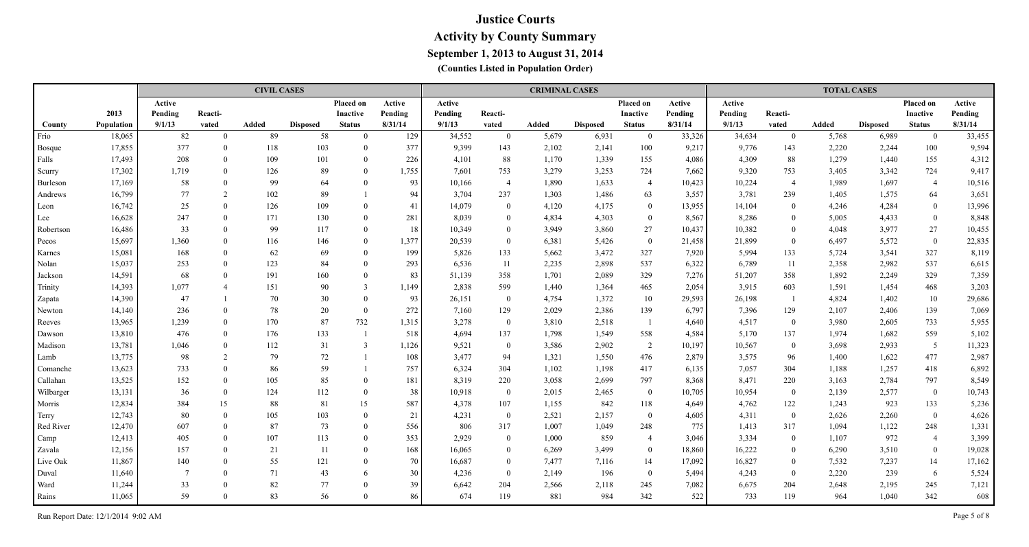# Justice Courts

## Activity by County Summary

### September 1, 2013 to August 31, 2014

**(Counties Listed in Population Order)**

| | | CIVIL CASES | | | | | | CRIMINAL CASES | | | | | | TOTAL CASES | | | | | |
|---|---|---|---|---|---|---|---|---|---|---|---|---|---|---|---|---|---|---|---|
| County | 2013 Population | Active Pending 9/1/13 | Reacti-vated | Added | Disposed | Placed on Inactive Status | Active Pending 8/31/14 | Active Pending 9/1/13 | Reacti-vated | Added | Disposed | Placed on Inactive Status | Active Pending 8/31/14 | Active Pending 9/1/13 | Reacti-vated | Added | Disposed | Placed on Inactive Status | Active Pending 8/31/14 |
| Frio | 18,065 | 82 | 0 | 89 | 58 | 0 | 129 | 34,552 | 0 | 5,679 | 6,931 | 0 | 33,326 | 34,634 | 0 | 5,768 | 6,989 | 0 | 33,455 |
| Bosque | 17,855 | 377 | 0 | 118 | 103 | 0 | 377 | 9,399 | 143 | 2,102 | 2,141 | 100 | 9,217 | 9,776 | 143 | 2,220 | 2,244 | 100 | 9,594 |
| Falls | 17,493 | 208 | 0 | 109 | 101 | 0 | 226 | 4,101 | 88 | 1,170 | 1,339 | 155 | 4,086 | 4,309 | 88 | 1,279 | 1,440 | 155 | 4,312 |
| Scurry | 17,302 | 1,719 | 0 | 126 | 89 | 0 | 1,755 | 7,601 | 753 | 3,279 | 3,253 | 724 | 7,662 | 9,320 | 753 | 3,405 | 3,342 | 724 | 9,417 |
| Burleson | 17,169 | 58 | 0 | 99 | 64 | 0 | 93 | 10,166 | 4 | 1,890 | 1,633 | 4 | 10,423 | 10,224 | 4 | 1,989 | 1,697 | 4 | 10,516 |
| Andrews | 16,799 | 77 | 2 | 102 | 89 | 1 | 94 | 3,704 | 237 | 1,303 | 1,486 | 63 | 3,557 | 3,781 | 239 | 1,405 | 1,575 | 64 | 3,651 |
| Leon | 16,742 | 25 | 0 | 126 | 109 | 0 | 41 | 14,079 | 0 | 4,120 | 4,175 | 0 | 13,955 | 14,104 | 0 | 4,246 | 4,284 | 0 | 13,996 |
| Lee | 16,628 | 247 | 0 | 171 | 130 | 0 | 281 | 8,039 | 0 | 4,834 | 4,303 | 0 | 8,567 | 8,286 | 0 | 5,005 | 4,433 | 0 | 8,848 |
| Robertson | 16,486 | 33 | 0 | 99 | 117 | 0 | 18 | 10,349 | 0 | 3,949 | 3,860 | 27 | 10,437 | 10,382 | 0 | 4,048 | 3,977 | 27 | 10,455 |
| Pecos | 15,697 | 1,360 | 0 | 116 | 146 | 0 | 1,377 | 20,539 | 0 | 6,381 | 5,426 | 0 | 21,458 | 21,899 | 0 | 6,497 | 5,572 | 0 | 22,835 |
| Karnes | 15,081 | 168 | 0 | 62 | 69 | 0 | 199 | 5,826 | 133 | 5,662 | 3,472 | 327 | 7,920 | 5,994 | 133 | 5,724 | 3,541 | 327 | 8,119 |
| Nolan | 15,037 | 253 | 0 | 123 | 84 | 0 | 293 | 6,536 | 11 | 2,235 | 2,898 | 537 | 6,322 | 6,789 | 11 | 2,358 | 2,982 | 537 | 6,615 |
| Jackson | 14,591 | 68 | 0 | 191 | 160 | 0 | 83 | 51,139 | 358 | 1,701 | 2,089 | 329 | 7,276 | 51,207 | 358 | 1,892 | 2,249 | 329 | 7,359 |
| Trinity | 14,393 | 1,077 | 4 | 151 | 90 | 3 | 1,149 | 2,838 | 599 | 1,440 | 1,364 | 465 | 2,054 | 3,915 | 603 | 1,591 | 1,454 | 468 | 3,203 |
| Zapata | 14,390 | 47 | 1 | 70 | 30 | 0 | 93 | 26,151 | 0 | 4,754 | 1,372 | 10 | 29,593 | 26,198 | 1 | 4,824 | 1,402 | 10 | 29,686 |
| Newton | 14,140 | 236 | 0 | 78 | 20 | 0 | 272 | 7,160 | 129 | 2,029 | 2,386 | 139 | 6,797 | 7,396 | 129 | 2,107 | 2,406 | 139 | 7,069 |
| Reeves | 13,965 | 1,239 | 0 | 170 | 87 | 732 | 1,315 | 3,278 | 0 | 3,810 | 2,518 | 1 | 4,640 | 4,517 | 0 | 3,980 | 2,605 | 733 | 5,955 |
| Dawson | 13,810 | 476 | 0 | 176 | 133 | 1 | 518 | 4,694 | 137 | 1,798 | 1,549 | 558 | 4,584 | 5,170 | 137 | 1,974 | 1,682 | 559 | 5,102 |
| Madison | 13,781 | 1,046 | 0 | 112 | 31 | 3 | 1,126 | 9,521 | 0 | 3,586 | 2,902 | 2 | 10,197 | 10,567 | 0 | 3,698 | 2,933 | 5 | 11,323 |
| Lamb | 13,775 | 98 | 2 | 79 | 72 | 1 | 108 | 3,477 | 94 | 1,321 | 1,550 | 476 | 2,879 | 3,575 | 96 | 1,400 | 1,622 | 477 | 2,987 |
| Comanche | 13,623 | 733 | 0 | 86 | 59 | 1 | 757 | 6,324 | 304 | 1,102 | 1,198 | 417 | 6,135 | 7,057 | 304 | 1,188 | 1,257 | 418 | 6,892 |
| Callahan | 13,525 | 152 | 0 | 105 | 85 | 0 | 181 | 8,319 | 220 | 3,058 | 2,699 | 797 | 8,368 | 8,471 | 220 | 3,163 | 2,784 | 797 | 8,549 |
| Wilbarger | 13,131 | 36 | 0 | 124 | 112 | 0 | 38 | 10,918 | 0 | 2,015 | 2,465 | 0 | 10,705 | 10,954 | 0 | 2,139 | 2,577 | 0 | 10,743 |
| Morris | 12,834 | 384 | 15 | 88 | 81 | 15 | 587 | 4,378 | 107 | 1,155 | 842 | 118 | 4,649 | 4,762 | 122 | 1,243 | 923 | 133 | 5,236 |
| Terry | 12,743 | 80 | 0 | 105 | 103 | 0 | 21 | 4,231 | 0 | 2,521 | 2,157 | 0 | 4,605 | 4,311 | 0 | 2,626 | 2,260 | 0 | 4,626 |
| Red River | 12,470 | 607 | 0 | 87 | 73 | 0 | 556 | 806 | 317 | 1,007 | 1,049 | 248 | 775 | 1,413 | 317 | 1,094 | 1,122 | 248 | 1,331 |
| Camp | 12,413 | 405 | 0 | 107 | 113 | 0 | 353 | 2,929 | 0 | 1,000 | 859 | 4 | 3,046 | 3,334 | 0 | 1,107 | 972 | 4 | 3,399 |
| Zavala | 12,156 | 157 | 0 | 21 | 11 | 0 | 168 | 16,065 | 0 | 6,269 | 3,499 | 0 | 18,860 | 16,222 | 0 | 6,290 | 3,510 | 0 | 19,028 |
| Live Oak | 11,867 | 140 | 0 | 55 | 121 | 0 | 70 | 16,687 | 0 | 7,477 | 7,116 | 14 | 17,092 | 16,827 | 0 | 7,532 | 7,237 | 14 | 17,162 |
| Duval | 11,640 | 7 | 0 | 71 | 43 | 6 | 30 | 4,236 | 0 | 2,149 | 196 | 0 | 5,494 | 4,243 | 0 | 2,220 | 239 | 6 | 5,524 |
| Ward | 11,244 | 33 | 0 | 82 | 77 | 0 | 39 | 6,642 | 204 | 2,566 | 2,118 | 245 | 7,082 | 6,675 | 204 | 2,648 | 2,195 | 245 | 7,121 |
| Rains | 11,065 | 59 | 0 | 83 | 56 | 0 | 86 | 674 | 119 | 881 | 984 | 342 | 522 | 733 | 119 | 964 | 1,040 | 342 | 608 |

Run Report Date: 12/1/2014 9:02 AM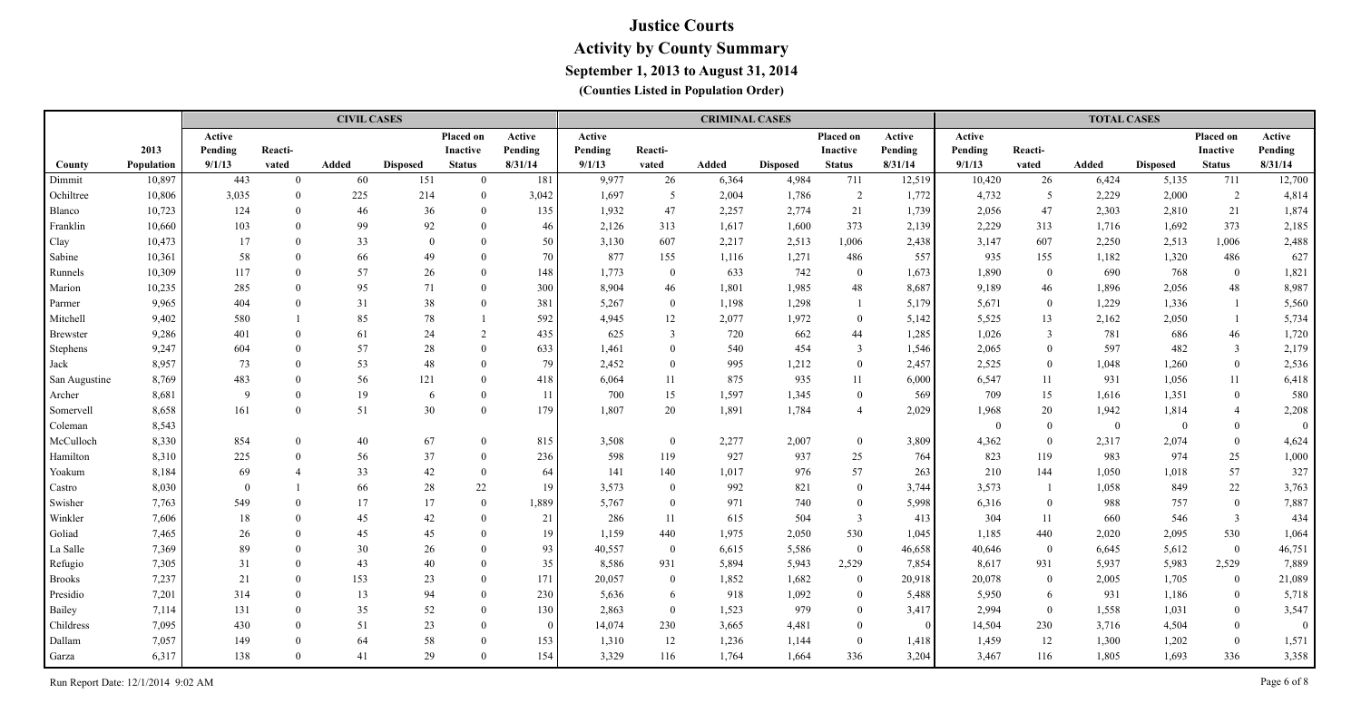# Justice Courts

## Activity by County Summary

### September 1, 2013 to August 31, 2014

**(Counties Listed in Population Order)**

| | | CIVIL CASES | | | | | | CRIMINAL CASES | | | | | | TOTAL CASES | | | | | |
|---|---|---|---|---|---|---|---|---|---|---|---|---|---|---|---|---|---|---|---|
| County | 2013 Population | Active Pending 9/1/13 | Reacti-vated | Added | Disposed | Placed on Inactive Status | Active Pending 8/31/14 | Active Pending 9/1/13 | Reacti-vated | Added | Disposed | Placed on Inactive Status | Active Pending 8/31/14 | Active Pending 9/1/13 | Reacti-vated | Added | Disposed | Placed on Inactive Status | Active Pending 8/31/14 |
| Dimmit | 10,897 | 443 | 0 | 60 | 151 | 0 | 181 | 9,977 | 26 | 6,364 | 4,984 | 711 | 12,519 | 10,420 | 26 | 6,424 | 5,135 | 711 | 12,700 |
| Ochiltree | 10,806 | 3,035 | 0 | 225 | 214 | 0 | 3,042 | 1,697 | 5 | 2,004 | 1,786 | 2 | 1,772 | 4,732 | 5 | 2,229 | 2,000 | 2 | 4,814 |
| Blanco | 10,723 | 124 | 0 | 46 | 36 | 0 | 135 | 1,932 | 47 | 2,257 | 2,774 | 21 | 1,739 | 2,056 | 47 | 2,303 | 2,810 | 21 | 1,874 |
| Franklin | 10,660 | 103 | 0 | 99 | 92 | 0 | 46 | 2,126 | 313 | 1,617 | 1,600 | 373 | 2,139 | 2,229 | 313 | 1,716 | 1,692 | 373 | 2,185 |
| Clay | 10,473 | 17 | 0 | 33 | 0 | 0 | 50 | 3,130 | 607 | 2,217 | 2,513 | 1,006 | 2,438 | 3,147 | 607 | 2,250 | 2,513 | 1,006 | 2,488 |
| Sabine | 10,361 | 58 | 0 | 66 | 49 | 0 | 70 | 877 | 155 | 1,116 | 1,271 | 486 | 557 | 935 | 155 | 1,182 | 1,320 | 486 | 627 |
| Runnels | 10,309 | 117 | 0 | 57 | 26 | 0 | 148 | 1,773 | 0 | 633 | 742 | 0 | 1,673 | 1,890 | 0 | 690 | 768 | 0 | 1,821 |
| Marion | 10,235 | 285 | 0 | 95 | 71 | 0 | 300 | 8,904 | 46 | 1,801 | 1,985 | 48 | 8,687 | 9,189 | 46 | 1,896 | 2,056 | 48 | 8,987 |
| Parmer | 9,965 | 404 | 0 | 31 | 38 | 0 | 381 | 5,267 | 0 | 1,198 | 1,298 | 1 | 5,179 | 5,671 | 0 | 1,229 | 1,336 | 1 | 5,560 |
| Mitchell | 9,402 | 580 | 1 | 85 | 78 | 1 | 592 | 4,945 | 12 | 2,077 | 1,972 | 0 | 5,142 | 5,525 | 13 | 2,162 | 2,050 | 1 | 5,734 |
| Brewster | 9,286 | 401 | 0 | 61 | 24 | 2 | 435 | 625 | 3 | 720 | 662 | 44 | 1,285 | 1,026 | 3 | 781 | 686 | 46 | 1,720 |
| Stephens | 9,247 | 604 | 0 | 57 | 28 | 0 | 633 | 1,461 | 0 | 540 | 454 | 3 | 1,546 | 2,065 | 0 | 597 | 482 | 3 | 2,179 |
| Jack | 8,957 | 73 | 0 | 53 | 48 | 0 | 79 | 2,452 | 0 | 995 | 1,212 | 0 | 2,457 | 2,525 | 0 | 1,048 | 1,260 | 0 | 2,536 |
| San Augustine | 8,769 | 483 | 0 | 56 | 121 | 0 | 418 | 6,064 | 11 | 875 | 935 | 11 | 6,000 | 6,547 | 11 | 931 | 1,056 | 11 | 6,418 |
| Archer | 8,681 | 9 | 0 | 19 | 6 | 0 | 11 | 700 | 15 | 1,597 | 1,345 | 0 | 569 | 709 | 15 | 1,616 | 1,351 | 0 | 580 |
| Somervell | 8,658 | 161 | 0 | 51 | 30 | 0 | 179 | 1,807 | 20 | 1,891 | 1,784 | 4 | 2,029 | 1,968 | 20 | 1,942 | 1,814 | 4 | 2,208 |
| Coleman | 8,543 | | | | | | | | | | | | | 0 | 0 | 0 | 0 | 0 | 0 |
| McCulloch | 8,330 | 854 | 0 | 40 | 67 | 0 | 815 | 3,508 | 0 | 2,277 | 2,007 | 0 | 3,809 | 4,362 | 0 | 2,317 | 2,074 | 0 | 4,624 |
| Hamilton | 8,310 | 225 | 0 | 56 | 37 | 0 | 236 | 598 | 119 | 927 | 937 | 25 | 764 | 823 | 119 | 983 | 974 | 25 | 1,000 |
| Yoakum | 8,184 | 69 | 4 | 33 | 42 | 0 | 64 | 141 | 140 | 1,017 | 976 | 57 | 263 | 210 | 144 | 1,050 | 1,018 | 57 | 327 |
| Castro | 8,030 | 0 | 1 | 66 | 28 | 22 | 19 | 3,573 | 0 | 992 | 821 | 0 | 3,744 | 3,573 | 1 | 1,058 | 849 | 22 | 3,763 |
| Swisher | 7,763 | 549 | 0 | 17 | 17 | 0 | 1,889 | 5,767 | 0 | 971 | 740 | 0 | 5,998 | 6,316 | 0 | 988 | 757 | 0 | 7,887 |
| Winkler | 7,606 | 18 | 0 | 45 | 42 | 0 | 21 | 286 | 11 | 615 | 504 | 3 | 413 | 304 | 11 | 660 | 546 | 3 | 434 |
| Goliad | 7,465 | 26 | 0 | 45 | 45 | 0 | 19 | 1,159 | 440 | 1,975 | 2,050 | 530 | 1,045 | 1,185 | 440 | 2,020 | 2,095 | 530 | 1,064 |
| La Salle | 7,369 | 89 | 0 | 30 | 26 | 0 | 93 | 40,557 | 0 | 6,615 | 5,586 | 0 | 46,658 | 40,646 | 0 | 6,645 | 5,612 | 0 | 46,751 |
| Refugio | 7,305 | 31 | 0 | 43 | 40 | 0 | 35 | 8,586 | 931 | 5,894 | 5,943 | 2,529 | 7,854 | 8,617 | 931 | 5,937 | 5,983 | 2,529 | 7,889 |
| Brooks | 7,237 | 21 | 0 | 153 | 23 | 0 | 171 | 20,057 | 0 | 1,852 | 1,682 | 0 | 20,918 | 20,078 | 0 | 2,005 | 1,705 | 0 | 21,089 |
| Presidio | 7,201 | 314 | 0 | 13 | 94 | 0 | 230 | 5,636 | 6 | 918 | 1,092 | 0 | 5,488 | 5,950 | 6 | 931 | 1,186 | 0 | 5,718 |
| Bailey | 7,114 | 131 | 0 | 35 | 52 | 0 | 130 | 2,863 | 0 | 1,523 | 979 | 0 | 3,417 | 2,994 | 0 | 1,558 | 1,031 | 0 | 3,547 |
| Childress | 7,095 | 430 | 0 | 51 | 23 | 0 | 0 | 14,074 | 230 | 3,665 | 4,481 | 0 | 0 | 14,504 | 230 | 3,716 | 4,504 | 0 | 0 |
| Dallam | 7,057 | 149 | 0 | 64 | 58 | 0 | 153 | 1,310 | 12 | 1,236 | 1,144 | 0 | 1,418 | 1,459 | 12 | 1,300 | 1,202 | 0 | 1,571 |
| Garza | 6,317 | 138 | 0 | 41 | 29 | 0 | 154 | 3,329 | 116 | 1,764 | 1,664 | 336 | 3,204 | 3,467 | 116 | 1,805 | 1,693 | 336 | 3,358 |

Run Report Date: 12/1/2014 9:02 AM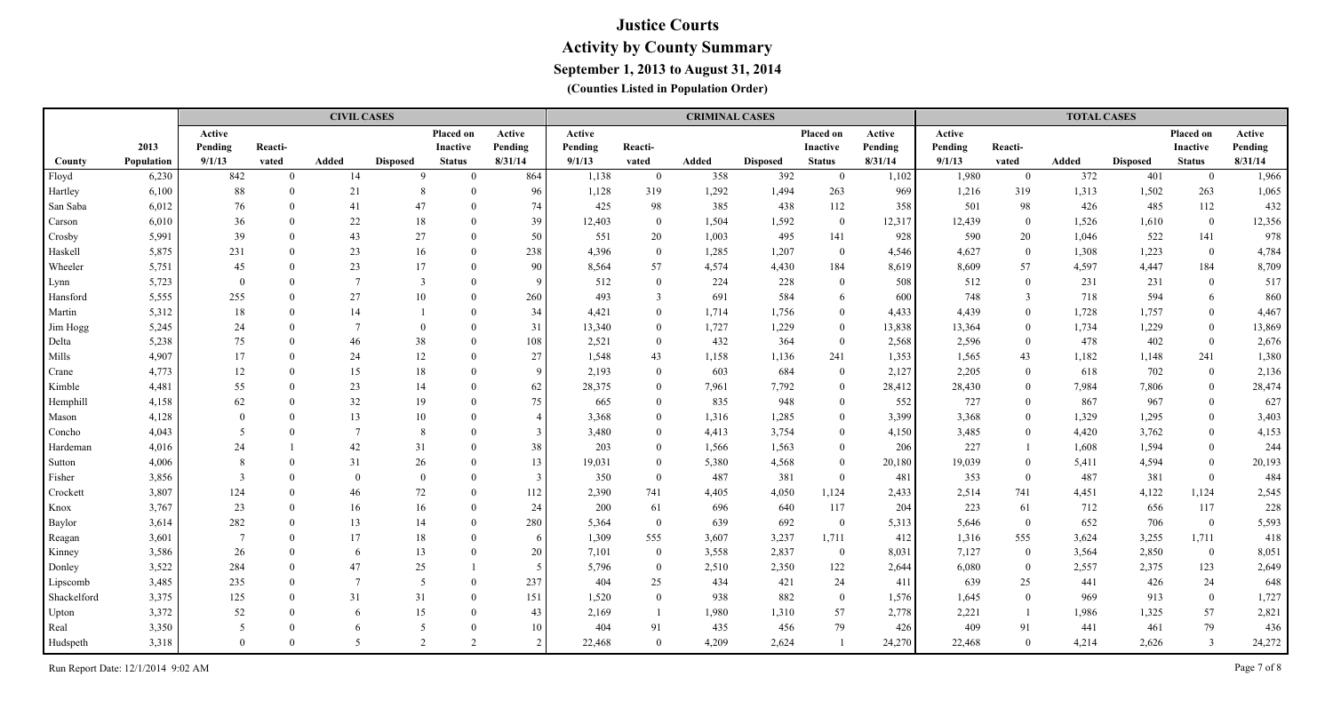# Justice Courts

## Activity by County Summary

### September 1, 2013 to August 31, 2014

**(Counties Listed in Population Order)**

| | | CIVIL CASES | | | | | | CRIMINAL CASES | | | | | | TOTAL CASES | | | | | |
|---|---|---|---|---|---|---|---|---|---|---|---|---|---|---|---|---|---|---|---|
| County | 2013 Population | Active Pending 9/1/13 | Reacti-vated | Added | Disposed | Placed on Inactive Status | Active Pending 8/31/14 | Active Pending 9/1/13 | Reacti-vated | Added | Disposed | Placed on Inactive Status | Active Pending 8/31/14 | Active Pending 9/1/13 | Reacti-vated | Added | Disposed | Placed on Inactive Status | Active Pending 8/31/14 |
| Floyd | 6,230 | 842 | 0 | 14 | 9 | 0 | 864 | 1,138 | 0 | 358 | 392 | 0 | 1,102 | 1,980 | 0 | 372 | 401 | 0 | 1,966 |
| Hartley | 6,100 | 88 | 0 | 21 | 8 | 0 | 96 | 1,128 | 319 | 1,292 | 1,494 | 263 | 969 | 1,216 | 319 | 1,313 | 1,502 | 263 | 1,065 |
| San Saba | 6,012 | 76 | 0 | 41 | 47 | 0 | 74 | 425 | 98 | 385 | 438 | 112 | 358 | 501 | 98 | 426 | 485 | 112 | 432 |
| Carson | 6,010 | 36 | 0 | 22 | 18 | 0 | 39 | 12,403 | 0 | 1,504 | 1,592 | 0 | 12,317 | 12,439 | 0 | 1,526 | 1,610 | 0 | 12,356 |
| Crosby | 5,991 | 39 | 0 | 43 | 27 | 0 | 50 | 551 | 20 | 1,003 | 495 | 141 | 928 | 590 | 20 | 1,046 | 522 | 141 | 978 |
| Haskell | 5,875 | 231 | 0 | 23 | 16 | 0 | 238 | 4,396 | 0 | 1,285 | 1,207 | 0 | 4,546 | 4,627 | 0 | 1,308 | 1,223 | 0 | 4,784 |
| Wheeler | 5,751 | 45 | 0 | 23 | 17 | 0 | 90 | 8,564 | 57 | 4,574 | 4,430 | 184 | 8,619 | 8,609 | 57 | 4,597 | 4,447 | 184 | 8,709 |
| Lynn | 5,723 | 0 | 0 | 7 | 3 | 0 | 9 | 512 | 0 | 224 | 228 | 0 | 508 | 512 | 0 | 231 | 231 | 0 | 517 |
| Hansford | 5,555 | 255 | 0 | 27 | 10 | 0 | 260 | 493 | 3 | 691 | 584 | 6 | 600 | 748 | 3 | 718 | 594 | 6 | 860 |
| Martin | 5,312 | 18 | 0 | 14 | 1 | 0 | 34 | 4,421 | 0 | 1,714 | 1,756 | 0 | 4,433 | 4,439 | 0 | 1,728 | 1,757 | 0 | 4,467 |
| Jim Hogg | 5,245 | 24 | 0 | 7 | 0 | 0 | 31 | 13,340 | 0 | 1,727 | 1,229 | 0 | 13,838 | 13,364 | 0 | 1,734 | 1,229 | 0 | 13,869 |
| Delta | 5,238 | 75 | 0 | 46 | 38 | 0 | 108 | 2,521 | 0 | 432 | 364 | 0 | 2,568 | 2,596 | 0 | 478 | 402 | 0 | 2,676 |
| Mills | 4,907 | 17 | 0 | 24 | 12 | 0 | 27 | 1,548 | 43 | 1,158 | 1,136 | 241 | 1,353 | 1,565 | 43 | 1,182 | 1,148 | 241 | 1,380 |
| Crane | 4,773 | 12 | 0 | 15 | 18 | 0 | 9 | 2,193 | 0 | 603 | 684 | 0 | 2,127 | 2,205 | 0 | 618 | 702 | 0 | 2,136 |
| Kimble | 4,481 | 55 | 0 | 23 | 14 | 0 | 62 | 28,375 | 0 | 7,961 | 7,792 | 0 | 28,412 | 28,430 | 0 | 7,984 | 7,806 | 0 | 28,474 |
| Hemphill | 4,158 | 62 | 0 | 32 | 19 | 0 | 75 | 665 | 0 | 835 | 948 | 0 | 552 | 727 | 0 | 867 | 967 | 0 | 627 |
| Mason | 4,128 | 0 | 0 | 13 | 10 | 0 | 4 | 3,368 | 0 | 1,316 | 1,285 | 0 | 3,399 | 3,368 | 0 | 1,329 | 1,295 | 0 | 3,403 |
| Concho | 4,043 | 5 | 0 | 7 | 8 | 0 | 3 | 3,480 | 0 | 4,413 | 3,754 | 0 | 4,150 | 3,485 | 0 | 4,420 | 3,762 | 0 | 4,153 |
| Hardeman | 4,016 | 24 | 1 | 42 | 31 | 0 | 38 | 203 | 0 | 1,566 | 1,563 | 0 | 206 | 227 | 1 | 1,608 | 1,594 | 0 | 244 |
| Sutton | 4,006 | 8 | 0 | 31 | 26 | 0 | 13 | 19,031 | 0 | 5,380 | 4,568 | 0 | 20,180 | 19,039 | 0 | 5,411 | 4,594 | 0 | 20,193 |
| Fisher | 3,856 | 3 | 0 | 0 | 0 | 0 | 3 | 350 | 0 | 487 | 381 | 0 | 481 | 353 | 0 | 487 | 381 | 0 | 484 |
| Crockett | 3,807 | 124 | 0 | 46 | 72 | 0 | 112 | 2,390 | 741 | 4,405 | 4,050 | 1,124 | 2,433 | 2,514 | 741 | 4,451 | 4,122 | 1,124 | 2,545 |
| Knox | 3,767 | 23 | 0 | 16 | 16 | 0 | 24 | 200 | 61 | 696 | 640 | 117 | 204 | 223 | 61 | 712 | 656 | 117 | 228 |
| Baylor | 3,614 | 282 | 0 | 13 | 14 | 0 | 280 | 5,364 | 0 | 639 | 692 | 0 | 5,313 | 5,646 | 0 | 652 | 706 | 0 | 5,593 |
| Reagan | 3,601 | 7 | 0 | 17 | 18 | 0 | 6 | 1,309 | 555 | 3,607 | 3,237 | 1,711 | 412 | 1,316 | 555 | 3,624 | 3,255 | 1,711 | 418 |
| Kinney | 3,586 | 26 | 0 | 6 | 13 | 0 | 20 | 7,101 | 0 | 3,558 | 2,837 | 0 | 8,031 | 7,127 | 0 | 3,564 | 2,850 | 0 | 8,051 |
| Donley | 3,522 | 284 | 0 | 47 | 25 | 1 | 5 | 5,796 | 0 | 2,510 | 2,350 | 122 | 2,644 | 6,080 | 0 | 2,557 | 2,375 | 123 | 2,649 |
| Lipscomb | 3,485 | 235 | 0 | 7 | 5 | 0 | 237 | 404 | 25 | 434 | 421 | 24 | 411 | 639 | 25 | 441 | 426 | 24 | 648 |
| Shackelford | 3,375 | 125 | 0 | 31 | 31 | 0 | 151 | 1,520 | 0 | 938 | 882 | 0 | 1,576 | 1,645 | 0 | 969 | 913 | 0 | 1,727 |
| Upton | 3,372 | 52 | 0 | 6 | 15 | 0 | 43 | 2,169 | 1 | 1,980 | 1,310 | 57 | 2,778 | 2,221 | 1 | 1,986 | 1,325 | 57 | 2,821 |
| Real | 3,350 | 5 | 0 | 6 | 5 | 0 | 10 | 404 | 91 | 435 | 456 | 79 | 426 | 409 | 91 | 441 | 461 | 79 | 436 |
| Hudspeth | 3,318 | 0 | 0 | 5 | 2 | 2 | 2 | 22,468 | 0 | 4,209 | 2,624 | 1 | 24,270 | 22,468 | 0 | 4,214 | 2,626 | 3 | 24,272 |

Run Report Date: 12/1/2014 9:02 AM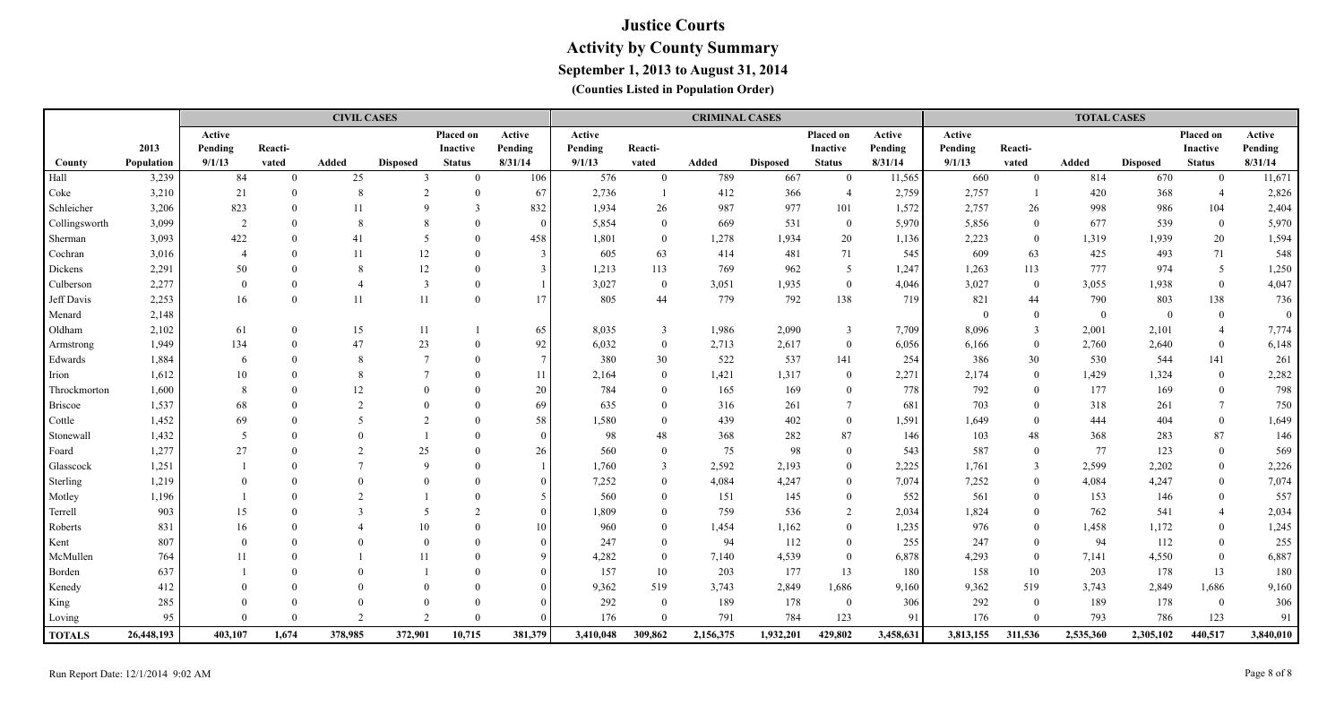# Justice Courts

## Activity by County Summary

### September 1, 2013 to August 31, 2014

#### (Counties Listed in Population Order)

| | | CIVIL CASES | | | | | | CRIMINAL CASES | | | | | | TOTAL CASES | | | | | |
|---|---|---|---|---|---|---|---|---|---|---|---|---|---|---|---|---|---|---|---|
| County | 2013 Population | Active Pending 9/1/13 | Reacti-vated | Added | Disposed | Placed on Inactive Status | Active Pending 8/31/14 | Active Pending 9/1/13 | Reacti-vated | Added | Disposed | Placed on Inactive Status | Active Pending 8/31/14 | Active Pending 9/1/13 | Reacti-vated | Added | Disposed | Placed on Inactive Status | Active Pending 8/31/14 |
| Hall | 3,239 | 84 | 0 | 25 | 3 | 0 | 106 | 576 | 0 | 789 | 667 | 0 | 11,565 | 660 | 0 | 814 | 670 | 0 | 11,671 |
| Coke | 3,210 | 21 | 0 | 8 | 2 | 0 | 67 | 2,736 | 1 | 412 | 366 | 4 | 2,759 | 2,757 | 1 | 420 | 368 | 4 | 2,826 |
| Schleicher | 3,206 | 823 | 0 | 11 | 9 | 3 | 832 | 1,934 | 26 | 987 | 977 | 101 | 1,572 | 2,757 | 26 | 998 | 986 | 104 | 2,404 |
| Collingsworth | 3,099 | 2 | 0 | 8 | 8 | 0 | 0 | 5,854 | 0 | 669 | 531 | 0 | 5,970 | 5,856 | 0 | 677 | 539 | 0 | 5,970 |
| Sherman | 3,093 | 422 | 0 | 41 | 5 | 0 | 458 | 1,801 | 0 | 1,278 | 1,934 | 20 | 1,136 | 2,223 | 0 | 1,319 | 1,939 | 20 | 1,594 |
| Cochran | 3,016 | 4 | 0 | 11 | 12 | 0 | 3 | 605 | 63 | 414 | 481 | 71 | 545 | 609 | 63 | 425 | 493 | 71 | 548 |
| Dickens | 2,291 | 50 | 0 | 8 | 12 | 0 | 3 | 1,213 | 113 | 769 | 962 | 5 | 1,247 | 1,263 | 113 | 777 | 974 | 5 | 1,250 |
| Culberson | 2,277 | 0 | 0 | 4 | 3 | 0 | 1 | 3,027 | 0 | 3,051 | 1,935 | 0 | 4,046 | 3,027 | 0 | 3,055 | 1,938 | 0 | 4,047 |
| Jeff Davis | 2,253 | 16 | 0 | 11 | 11 | 0 | 17 | 805 | 44 | 779 | 792 | 138 | 719 | 821 | 44 | 790 | 803 | 138 | 736 |
| Menard | 2,148 | | | | | | | | | | | | | 0 | 0 | 0 | 0 | 0 | 0 |
| Oldham | 2,102 | 61 | 0 | 15 | 11 | 1 | 65 | 8,035 | 3 | 1,986 | 2,090 | 3 | 7,709 | 8,096 | 3 | 2,001 | 2,101 | 4 | 7,774 |
| Armstrong | 1,949 | 134 | 0 | 47 | 23 | 0 | 92 | 6,032 | 0 | 2,713 | 2,617 | 0 | 6,056 | 6,166 | 0 | 2,760 | 2,640 | 0 | 6,148 |
| Edwards | 1,884 | 6 | 0 | 8 | 7 | 0 | 7 | 380 | 30 | 522 | 537 | 141 | 254 | 386 | 30 | 530 | 544 | 141 | 261 |
| Irion | 1,612 | 10 | 0 | 8 | 7 | 0 | 11 | 2,164 | 0 | 1,421 | 1,317 | 0 | 2,271 | 2,174 | 0 | 1,429 | 1,324 | 0 | 2,282 |
| Throckmorton | 1,600 | 8 | 0 | 12 | 0 | 0 | 20 | 784 | 0 | 165 | 169 | 0 | 778 | 792 | 0 | 177 | 169 | 0 | 798 |
| Briscoe | 1,537 | 68 | 0 | 2 | 0 | 0 | 69 | 635 | 0 | 316 | 261 | 7 | 681 | 703 | 0 | 318 | 261 | 7 | 750 |
| Cottle | 1,452 | 69 | 0 | 5 | 2 | 0 | 58 | 1,580 | 0 | 439 | 402 | 0 | 1,591 | 1,649 | 0 | 444 | 404 | 0 | 1,649 |
| Stonewall | 1,432 | 5 | 0 | 0 | 1 | 0 | 0 | 98 | 48 | 368 | 282 | 87 | 146 | 103 | 48 | 368 | 283 | 87 | 146 |
| Foard | 1,277 | 27 | 0 | 2 | 25 | 0 | 26 | 560 | 0 | 75 | 98 | 0 | 543 | 587 | 0 | 77 | 123 | 0 | 569 |
| Glasscock | 1,251 | 1 | 0 | 7 | 9 | 0 | 1 | 1,760 | 3 | 2,592 | 2,193 | 0 | 2,225 | 1,761 | 3 | 2,599 | 2,202 | 0 | 2,226 |
| Sterling | 1,219 | 0 | 0 | 0 | 0 | 0 | 0 | 7,252 | 0 | 4,084 | 4,247 | 0 | 7,074 | 7,252 | 0 | 4,084 | 4,247 | 0 | 7,074 |
| Motley | 1,196 | 1 | 0 | 2 | 1 | 0 | 5 | 560 | 0 | 151 | 145 | 0 | 552 | 561 | 0 | 153 | 146 | 0 | 557 |
| Terrell | 903 | 15 | 0 | 3 | 5 | 2 | 0 | 1,809 | 0 | 759 | 536 | 2 | 2,034 | 1,824 | 0 | 762 | 541 | 4 | 2,034 |
| Roberts | 831 | 16 | 0 | 4 | 10 | 0 | 10 | 960 | 0 | 1,454 | 1,162 | 0 | 1,235 | 976 | 0 | 1,458 | 1,172 | 0 | 1,245 |
| Kent | 807 | 0 | 0 | 0 | 0 | 0 | 0 | 247 | 0 | 94 | 112 | 0 | 255 | 247 | 0 | 94 | 112 | 0 | 255 |
| McMullen | 764 | 11 | 0 | 1 | 11 | 0 | 9 | 4,282 | 0 | 7,140 | 4,539 | 0 | 6,878 | 4,293 | 0 | 7,141 | 4,550 | 0 | 6,887 |
| Borden | 637 | 1 | 0 | 0 | 1 | 0 | 0 | 157 | 10 | 203 | 177 | 13 | 180 | 158 | 10 | 203 | 178 | 13 | 180 |
| Kenedy | 412 | 0 | 0 | 0 | 0 | 0 | 0 | 9,362 | 519 | 3,743 | 2,849 | 1,686 | 9,160 | 9,362 | 519 | 3,743 | 2,849 | 1,686 | 9,160 |
| King | 285 | 0 | 0 | 0 | 0 | 0 | 0 | 292 | 0 | 189 | 178 | 0 | 306 | 292 | 0 | 189 | 178 | 0 | 306 |
| Loving | 95 | 0 | 0 | 2 | 2 | 0 | 0 | 176 | 0 | 791 | 784 | 123 | 91 | 176 | 0 | 793 | 786 | 123 | 91 |
| **TOTALS** | **26,448,193** | **403,107** | **1,674** | **378,985** | **372,901** | **10,715** | **381,379** | **3,410,048** | **309,862** | **2,156,375** | **1,932,201** | **429,802** | **3,458,631** | **3,813,155** | **311,536** | **2,535,360** | **2,305,102** | **440,517** | **3,840,010** |

Run Report Date: 12/1/2014 9:02 AM